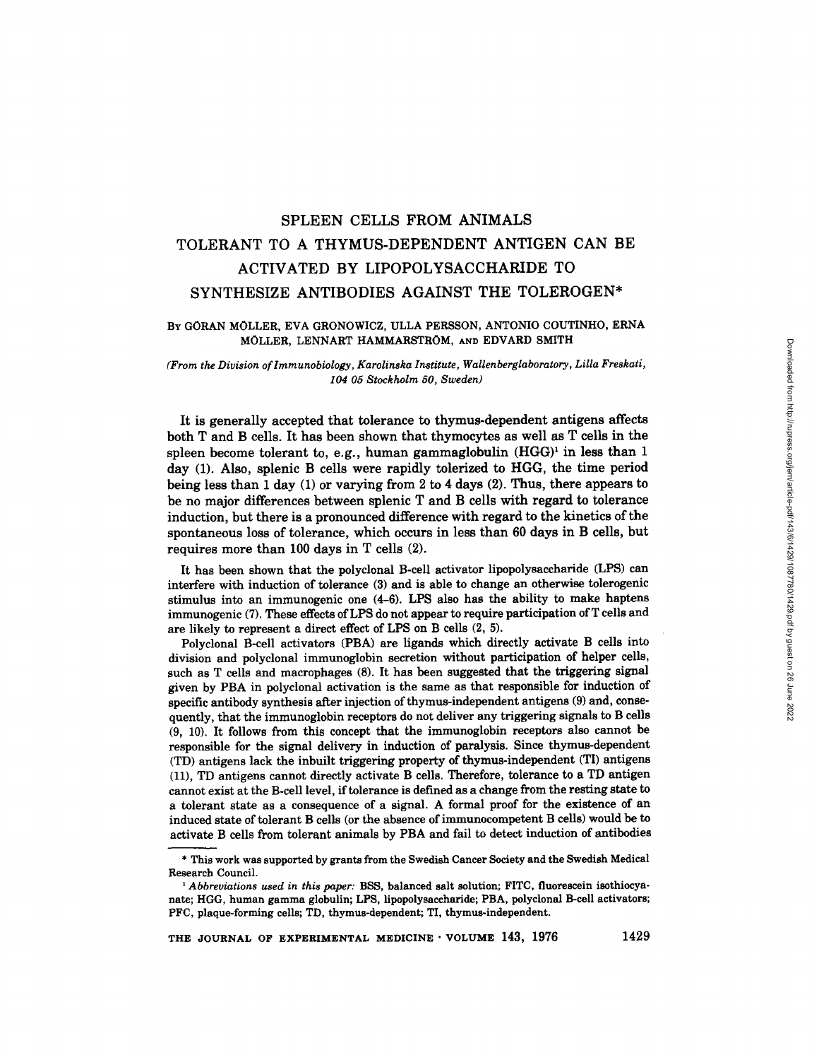# SPLEEN CELLS FROM ANIMALS TOLERANT TO A THYMUS-DEPENDENT ANTIGEN CAN BE ACTIVATED BY LIPOPOLYSACCHARIDE TO SYNTHESIZE ANTIBODIES AGAINST THE TOLEROGEN*

By GÖRAN MÖLLER, EVA GRONOWICZ, ULLA PERSSON, ANTONIO COUTINHO, ERNA MÖLLER, LENNART HAMMARSTRÖM, AND EDVARD SMITH

*(From the Division of Immunobiology, Karolinska Institute, Wallenberglaboratory, Lilla Freskati, 104 05 Stockholm 50, Sweden)*

It is generally accepted that tolerance to thymus-dependent antigens affects both T and B cells. It has been shown that thymocytes as well as T cells in the spleen become tolerant to, e.g., human gammaglobulin (HGG)[1] in less than 1 day (1). Also, splenic B cells were rapidly tolerized to HGG, the time period being less than 1 day (1) or varying from 2 to 4 days (2). Thus, there appears to be no major differences between splenic T and B cells with regard to tolerance induction, but there is a pronounced difference with regard to the kinetics of the spontaneous loss of tolerance, which occurs in less than 60 days in B cells, but requires more than 100 days in T cells (2).

It has been shown that the polyclonal B-cell activator lipopolysaccharide (LPS) can interfere with induction of tolerance (3) and is able to change an otherwise tolerogenic stimulus into an immunogenic one (4–6). LPS also has the ability to make haptens immunogenic (7). These effects of LPS do not appear to require participation of T cells and are likely to represent a direct effect of LPS on B cells (2, 5).

Polyclonal B-cell activators (PBA) are ligands which directly activate B cells into division and polyclonal immunoglobin secretion without participation of helper cells, such as T cells and macrophages (8). It has been suggested that the triggering signal given by PBA in polyclonal activation is the same as that responsible for induction of specific antibody synthesis after injection of thymus-independent antigens (9) and, consequently, that the immunoglobin receptors do not deliver any triggering signals to B cells (9, 10). It follows from this concept that the immunoglobin receptors also cannot be responsible for the signal delivery in induction of paralysis. Since thymus-dependent (TD) antigens lack the inbuilt triggering property of thymus-independent (TI) antigens (11), TD antigens cannot directly activate B cells. Therefore, tolerance to a TD antigen cannot exist at the B-cell level, if tolerance is defined as a change from the resting state to a tolerant state as a consequence of a signal. A formal proof for the existence of an induced state of tolerant B cells (or the absence of immunocompetent B cells) would be to activate B cells from tolerant animals by PBA and fail to detect induction of antibodies

---

\* This work was supported by grants from the Swedish Cancer Society and the Swedish Medical Research Council.

[1] *Abbreviations used in this paper:* BSS, balanced salt solution; FITC, fluorescein isothiocyanate; HGG, human gamma globulin; LPS, lipopolysaccharide; PBA, polyclonal B-cell activators; PFC, plaque-forming cells; TD, thymus-dependent; TI, thymus-independent.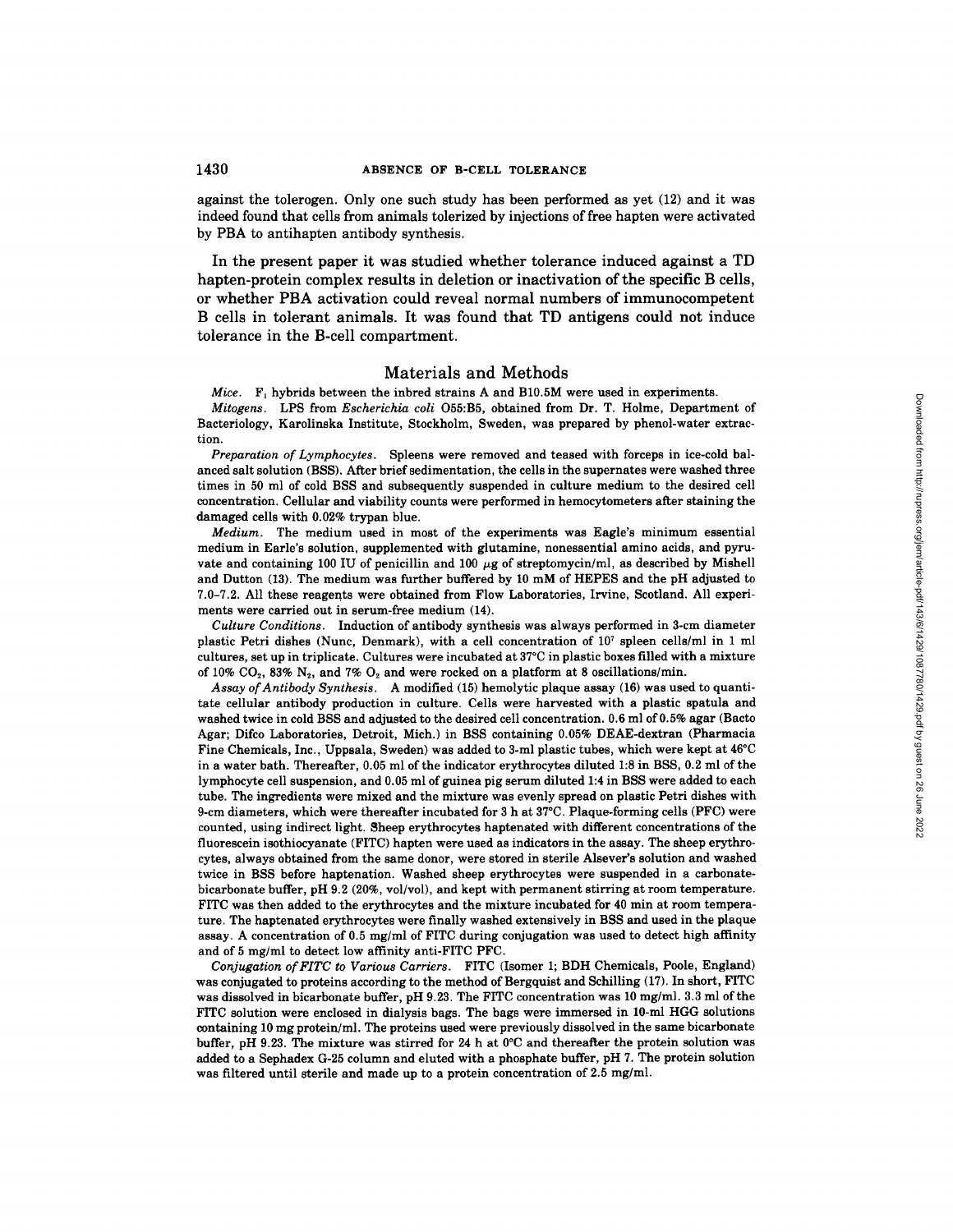against the tolerogen. Only one such study has been performed as yet (12) and it was indeed found that cells from animals tolerized by injections of free hapten were activated by PBA to antihapten antibody synthesis.

In the present paper it was studied whether tolerance induced against a TD hapten-protein complex results in deletion or inactivation of the specific B cells, or whether PBA activation could reveal normal numbers of immunocompetent B cells in tolerant animals. It was found that TD antigens could not induce tolerance in the B-cell compartment.

## Materials and Methods

*Mice.* $F_1$ hybrids between the inbred strains A and B10.5M were used in experiments.

*Mitogens.* LPS from *Escherichia coli* O55:B5, obtained from Dr. T. Holme, Department of Bacteriology, Karolinska Institute, Stockholm, Sweden, was prepared by phenol-water extraction.

*Preparation of Lymphocytes.* Spleens were removed and teased with forceps in ice-cold balanced salt solution (BSS). After brief sedimentation, the cells in the supernates were washed three times in 50 ml of cold BSS and subsequently suspended in culture medium to the desired cell concentration. Cellular and viability counts were performed in hemocytometers after staining the damaged cells with 0.02% trypan blue.

*Medium.* The medium used in most of the experiments was Eagle's minimum essential medium in Earle's solution, supplemented with glutamine, nonessential amino acids, and pyruvate and containing 100 IU of penicillin and 100 $\mu$g of streptomycin/ml, as described by Mishell and Dutton (13). The medium was further buffered by 10 mM of HEPES and the pH adjusted to 7.0–7.2. All these reagents were obtained from Flow Laboratories, Irvine, Scotland. All experiments were carried out in serum-free medium (14).

*Culture Conditions.* Induction of antibody synthesis was always performed in 3-cm diameter plastic Petri dishes (Nunc, Denmark), with a cell concentration of $10^7$ spleen cells/ml in 1 ml cultures, set up in triplicate. Cultures were incubated at 37°C in plastic boxes filled with a mixture of 10% $CO_2$, 83% $N_2$, and 7% $O_2$ and were rocked on a platform at 8 oscillations/min.

*Assay of Antibody Synthesis.* A modified (15) hemolytic plaque assay (16) was used to quantitate cellular antibody production in culture. Cells were harvested with a plastic spatula and washed twice in cold BSS and adjusted to the desired cell concentration. 0.6 ml of 0.5% agar (Bacto Agar; Difco Laboratories, Detroit, Mich.) in BSS containing 0.05% DEAE-dextran (Pharmacia Fine Chemicals, Inc., Uppsala, Sweden) was added to 3-ml plastic tubes, which were kept at 46°C in a water bath. Thereafter, 0.05 ml of the indicator erythrocytes diluted 1:8 in BSS, 0.2 ml of the lymphocyte cell suspension, and 0.05 ml of guinea pig serum diluted 1:4 in BSS were added to each tube. The ingredients were mixed and the mixture was evenly spread on plastic Petri dishes with 9-cm diameters, which were thereafter incubated for 3 h at 37°C. Plaque-forming cells (PFC) were counted, using indirect light. Sheep erythrocytes haptenated with different concentrations of the fluorescein isothiocyanate (FITC) hapten were used as indicators in the assay. The sheep erythrocytes, always obtained from the same donor, were stored in sterile Alsever's solution and washed twice in BSS before haptenation. Washed sheep erythrocytes were suspended in a carbonate-bicarbonate buffer, pH 9.2 (20%, vol/vol), and kept with permanent stirring at room temperature. FITC was then added to the erythrocytes and the mixture incubated for 40 min at room temperature. The haptenated erythrocytes were finally washed extensively in BSS and used in the plaque assay. A concentration of 0.5 mg/ml of FITC during conjugation was used to detect high affinity and of 5 mg/ml to detect low affinity anti-FITC PFC.

*Conjugation of FITC to Various Carriers.* FITC (Isomer 1; BDH Chemicals, Poole, England) was conjugated to proteins according to the method of Bergquist and Schilling (17). In short, FITC was dissolved in bicarbonate buffer, pH 9.23. The FITC concentration was 10 mg/ml. 3.3 ml of the FITC solution were enclosed in dialysis bags. The bags were immersed in 10-ml HGG solutions containing 10 mg protein/ml. The proteins used were previously dissolved in the same bicarbonate buffer, pH 9.23. The mixture was stirred for 24 h at 0°C and thereafter the protein solution was added to a Sephadex G-25 column and eluted with a phosphate buffer, pH 7. The protein solution was filtered until sterile and made up to a protein concentration of 2.5 mg/ml.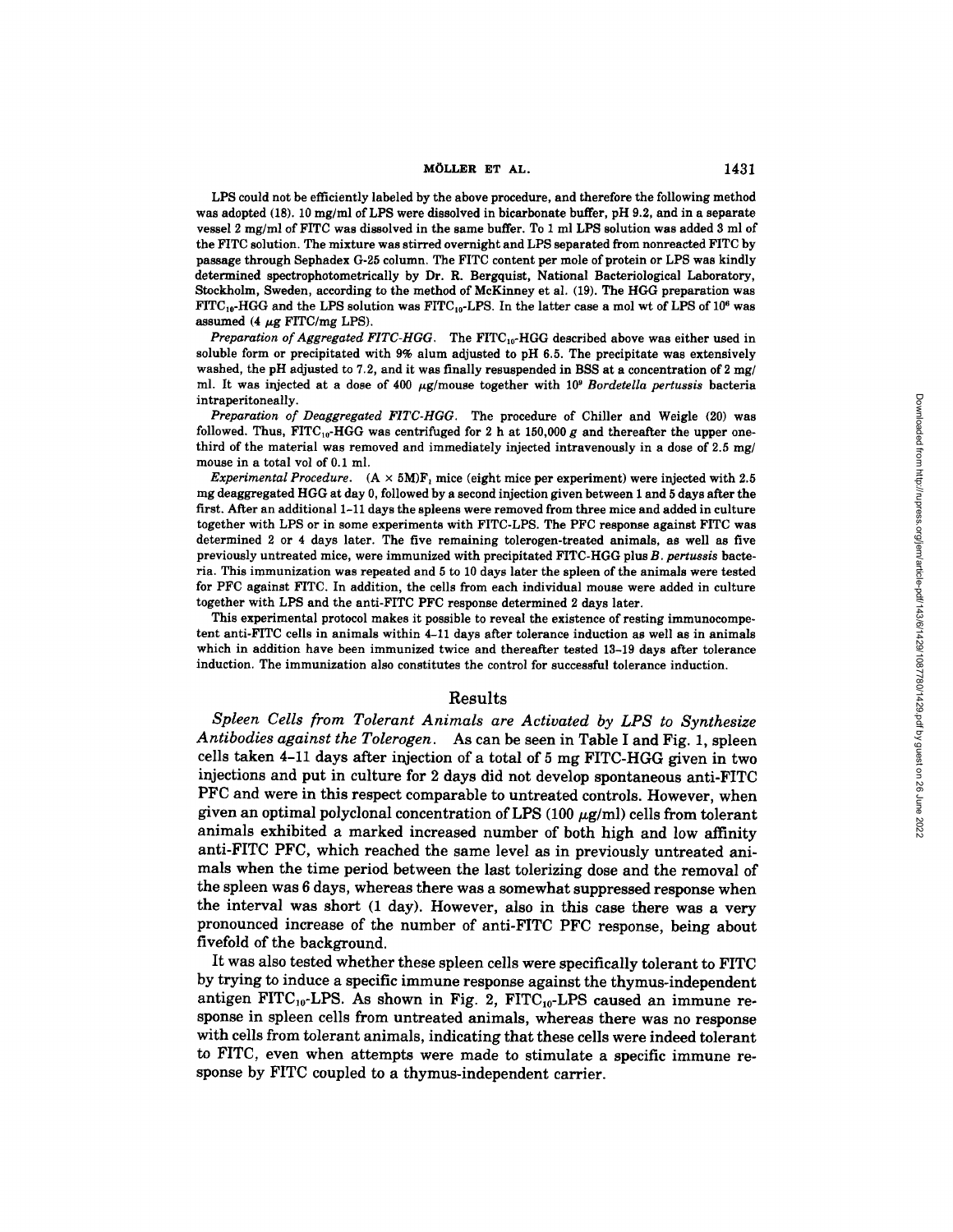LPS could not be efficiently labeled by the above procedure, and therefore the following method was adopted (18). 10 mg/ml of LPS were dissolved in bicarbonate buffer, pH 9.2, and in a separate vessel 2 mg/ml of FITC was dissolved in the same buffer. To 1 ml LPS solution was added 3 ml of the FITC solution. The mixture was stirred overnight and LPS separated from nonreacted FITC by passage through Sephadex G-25 column. The FITC content per mole of protein or LPS was kindly determined spectrophotometrically by Dr. R. Bergquist, National Bacteriological Laboratory, Stockholm, Sweden, according to the method of McKinney et al. (19). The HGG preparation was $FITC_{10}$-HGG and the LPS solution was $FITC_{10}$-LPS. In the latter case a mol wt of LPS of $10^6$ was assumed (4 μg FITC/mg LPS).

*Preparation of Aggregated FITC-HGG.* The $FITC_{10}$-HGG described above was either used in soluble form or precipitated with 9% alum adjusted to pH 6.5. The precipitate was extensively washed, the pH adjusted to 7.2, and it was finally resuspended in BSS at a concentration of 2 mg/ml. It was injected at a dose of 400 μg/mouse together with $10^9$ *Bordetella pertussis* bacteria intraperitoneally.

*Preparation of Deaggregated FITC-HGG.* The procedure of Chiller and Weigle (20) was followed. Thus, $FITC_{10}$-HGG was centrifuged for 2 h at 150,000 *g* and thereafter the upper one-third of the material was removed and immediately injected intravenously in a dose of 2.5 mg/mouse in a total vol of 0.1 ml.

*Experimental Procedure.* (A × 5M)$F_1$ mice (eight mice per experiment) were injected with 2.5 mg deaggregated HGG at day 0, followed by a second injection given between 1 and 5 days after the first. After an additional 1–11 days the spleens were removed from three mice and added in culture together with LPS or in some experiments with FITC-LPS. The PFC response against FITC was determined 2 or 4 days later. The five remaining tolerogen-treated animals, as well as five previously untreated mice, were immunized with precipitated FITC-HGG plus *B. pertussis* bacteria. This immunization was repeated and 5 to 10 days later the spleen of the animals were tested for PFC against FITC. In addition, the cells from each individual mouse were added in culture together with LPS and the anti-FITC PFC response determined 2 days later.

This experimental protocol makes it possible to reveal the existence of resting immunocompetent anti-FITC cells in animals within 4–11 days after tolerance induction as well as in animals which in addition have been immunized twice and thereafter tested 13–19 days after tolerance induction. The immunization also constitutes the control for successful tolerance induction.

## Results

*Spleen Cells from Tolerant Animals are Activated by LPS to Synthesize Antibodies against the Tolerogen.* As can be seen in Table I and Fig. 1, spleen cells taken 4–11 days after injection of a total of 5 mg FITC-HGG given in two injections and put in culture for 2 days did not develop spontaneous anti-FITC PFC and were in this respect comparable to untreated controls. However, when given an optimal polyclonal concentration of LPS (100 μg/ml) cells from tolerant animals exhibited a marked increased number of both high and low affinity anti-FITC PFC, which reached the same level as in previously untreated animals when the time period between the last tolerizing dose and the removal of the spleen was 6 days, whereas there was a somewhat suppressed response when the interval was short (1 day). However, also in this case there was a very pronounced increase of the number of anti-FITC PFC response, being about fivefold of the background.

It was also tested whether these spleen cells were specifically tolerant to FITC by trying to induce a specific immune response against the thymus-independent antigen $FITC_{10}$-LPS. As shown in Fig. 2, $FITC_{10}$-LPS caused an immune response in spleen cells from untreated animals, whereas there was no response with cells from tolerant animals, indicating that these cells were indeed tolerant to FITC, even when attempts were made to stimulate a specific immune response by FITC coupled to a thymus-independent carrier.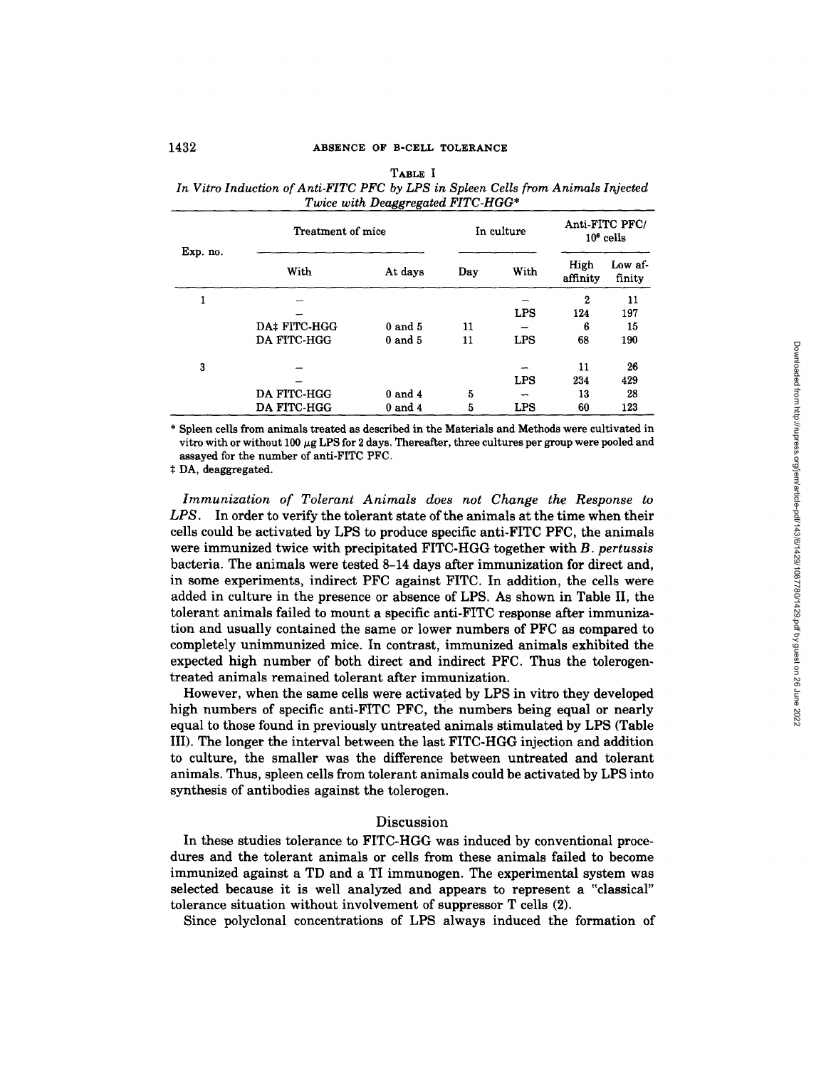TABLE I

*In Vitro Induction of Anti-FITC PFC by LPS in Spleen Cells from Animals Injected Twice with Deaggregated FITC-HGG**

| Exp. no. | Treatment of mice | | In culture | | Anti-FITC PFC/ $10^6$ cells | |
|---|---|---|---|---|---|---|
| | With | At days | Day | With | High affinity | Low affinity |
| 1 | – | | | – | 2 | 11 |
| | – | | | LPS | 124 | 197 |
| | DA‡ FITC-HGG | 0 and 5 | 11 | – | 6 | 15 |
| | DA FITC-HGG | 0 and 5 | 11 | LPS | 68 | 190 |
| 3 | – | | | – | 11 | 26 |
| | – | | | LPS | 234 | 429 |
| | DA FITC-HGG | 0 and 4 | 5 | – | 13 | 28 |
| | DA FITC-HGG | 0 and 4 | 5 | LPS | 60 | 123 |

\* Spleen cells from animals treated as described in the Materials and Methods were cultivated in vitro with or without 100 μg LPS for 2 days. Thereafter, three cultures per group were pooled and assayed for the number of anti-FITC PFC.

‡ DA, deaggregated.

*Immunization of Tolerant Animals does not Change the Response to LPS.* In order to verify the tolerant state of the animals at the time when their cells could be activated by LPS to produce specific anti-FITC PFC, the animals were immunized twice with precipitated FITC-HGG together with *B. pertussis* bacteria. The animals were tested 8–14 days after immunization for direct and, in some experiments, indirect PFC against FITC. In addition, the cells were added in culture in the presence or absence of LPS. As shown in Table II, the tolerant animals failed to mount a specific anti-FITC response after immunization and usually contained the same or lower numbers of PFC as compared to completely unimmunized mice. In contrast, immunized animals exhibited the expected high number of both direct and indirect PFC. Thus the tolerogen-treated animals remained tolerant after immunization.

However, when the same cells were activated by LPS in vitro they developed high numbers of specific anti-FITC PFC, the numbers being equal or nearly equal to those found in previously untreated animals stimulated by LPS (Table III). The longer the interval between the last FITC-HGG injection and addition to culture, the smaller was the difference between untreated and tolerant animals. Thus, spleen cells from tolerant animals could be activated by LPS into synthesis of antibodies against the tolerogen.

## Discussion

In these studies tolerance to FITC-HGG was induced by conventional procedures and the tolerant animals or cells from these animals failed to become immunized against a TD and a TI immunogen. The experimental system was selected because it is well analyzed and appears to represent a "classical" tolerance situation without involvement of suppressor T cells (2).

Since polyclonal concentrations of LPS always induced the formation of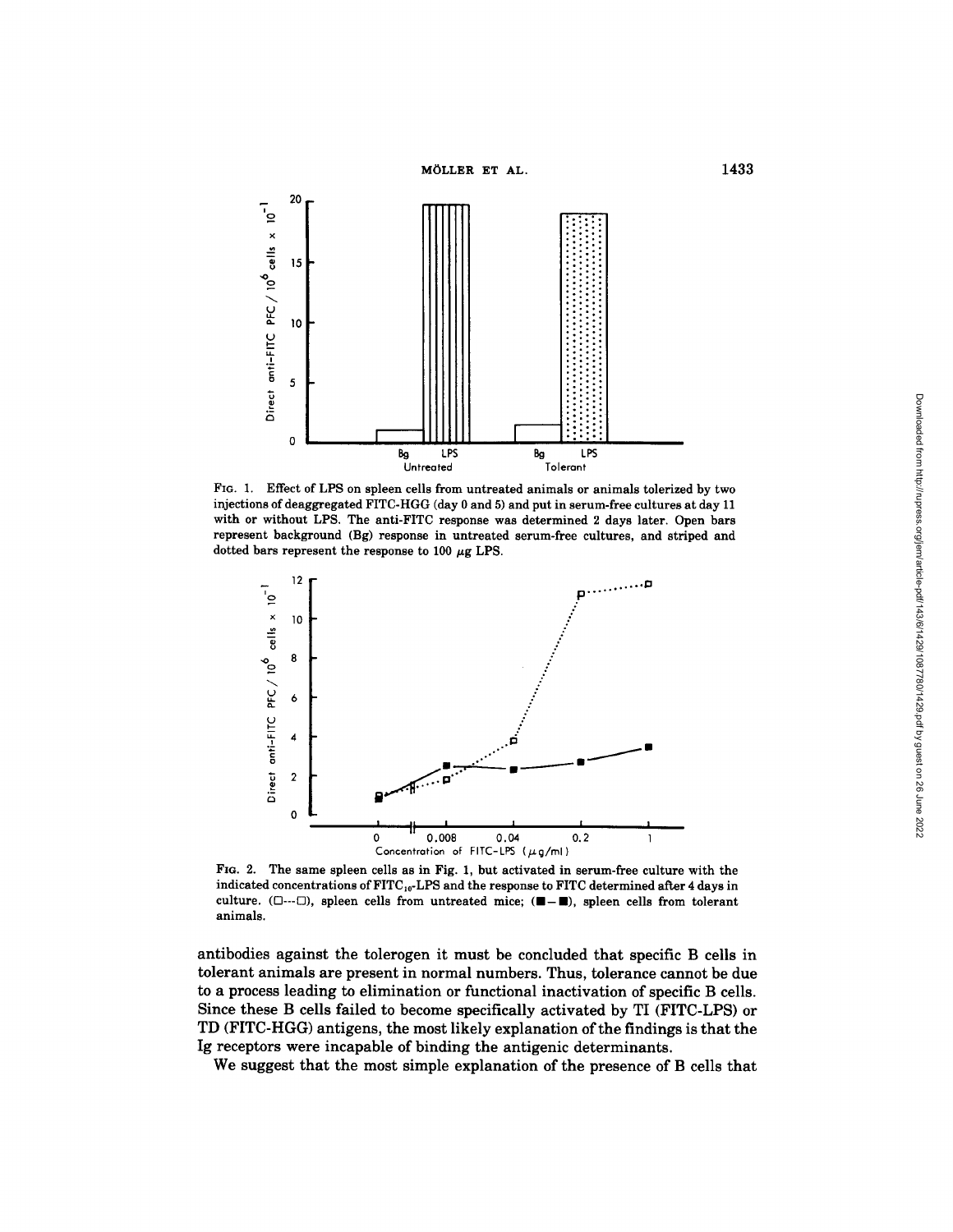FIG. 1. Effect of LPS on spleen cells from untreated animals or animals tolerized by two injections of deaggregated FITC-HGG (day 0 and 5) and put in serum-free cultures at day 11 with or without LPS. The anti-FITC response was determined 2 days later. Open bars represent background (Bg) response in untreated serum-free cultures, and striped and dotted bars represent the response to 100 μg LPS.

FIG. 2. The same spleen cells as in Fig. 1, but activated in serum-free culture with the indicated concentrations of $FITC_{10}$-LPS and the response to FITC determined after 4 days in culture. (□---□), spleen cells from untreated mice; (■—■), spleen cells from tolerant animals.

antibodies against the tolerogen it must be concluded that specific B cells in tolerant animals are present in normal numbers. Thus, tolerance cannot be due to a process leading to elimination or functional inactivation of specific B cells. Since these B cells failed to become specifically activated by TI (FITC-LPS) or TD (FITC-HGG) antigens, the most likely explanation of the findings is that the Ig receptors were incapable of binding the antigenic determinants.

We suggest that the most simple explanation of the presence of B cells that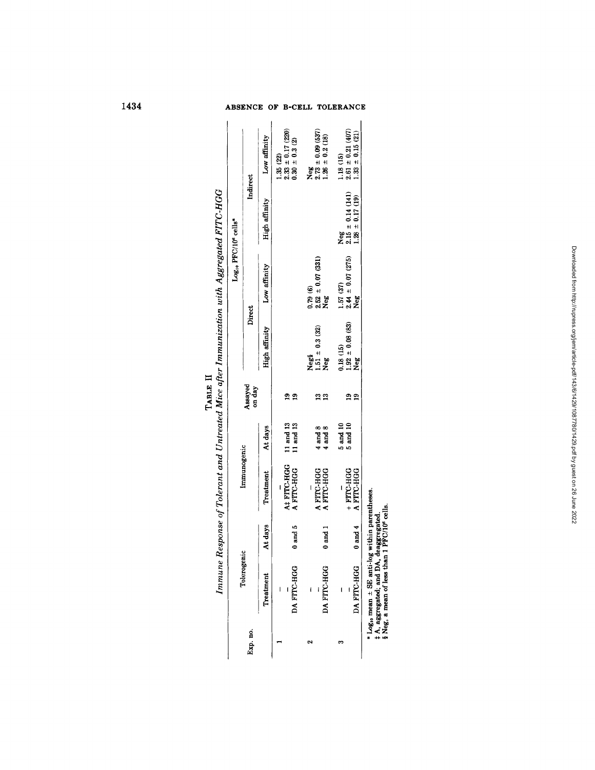**TABLE II**

*Immune Response of Tolerant and Untreated Mice after Immunization with Aggregated FITC-HGG*

| Exp. no. | Tolerogenic | | Immunogenic | | Assayed on day | $Log_{10}$ PFC/$10^6$ cells* | | | |
|---|---|---|---|---|---|---|---|---|---|
| | | | | | | Direct | | Indirect | |
| | Treatment | At days | Treatment | At days | | High affinity | Low affinity | High affinity | Low affinity |
| 1 | – | | – | | | | | | 1.35 (22) |
| | – | | A‡ FITC-HGG | 11 and 13 | 19 | | | | 2.33 ± 0.17 (220) |
| | DA FITC-HGG | 0 and 5 | A FITC-HGG | 11 and 13 | 19 | | | | 0.30 ± 0.3 (2) |
| 2 | – | | – | | | Neg§ | 0.79 (6) | | Neg |
| | – | | A FITC-HGG | 4 and 8 | 13 | 1.51 ± 0.3 (32) | 2.52 ± 0.07 (331) | | 2.73 ± 0.09 (537) |
| | DA FITC-HGG | 0 and 1 | A FITC-HGG | 4 and 8 | 13 | Neg | Neg | | 1.26 ± 0.2 (18) |
| 3 | – | | – | | | 0.18 (15) | 1.57 (37) | Neg | 1.18 (15) |
| | – | | + FITC-HGG | 5 and 10 | 19 | 1.92 ± 0.08 (83) | 2.44 ± 0.07 (275) | 2.15 ± 0.14 (141) | 2.61 ± 0.21 (407) |
| | DA FITC-HGG | 0 and 4 | A FITC-HGG | 5 and 10 | 19 | Neg | Neg | 1.28 ± 0.17 (19) | 1.33 ± 0.15 (21) |

\* $Log_{10}$ mean ± SE anti-log within parentheses.
‡ A, aggregated; and DA, deaggregated.
§ Neg, a mean of less than 1 PFC/$10^6$ cells.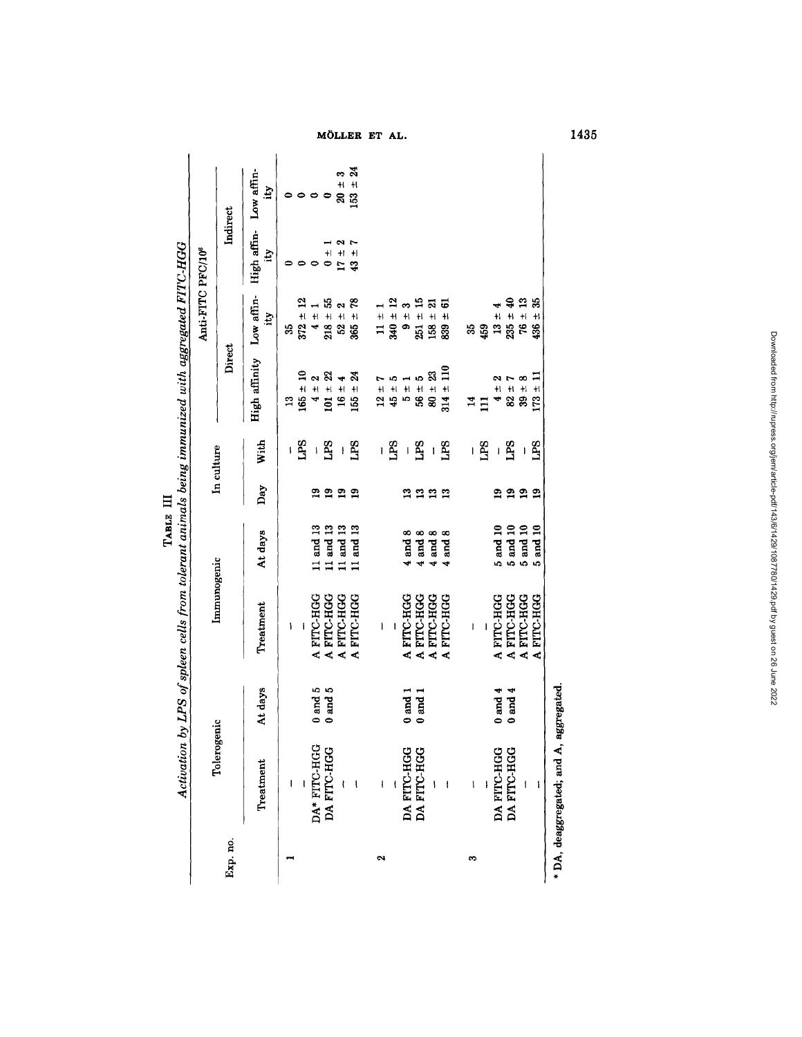TABLE III

*Activation by LPS of spleen cells from tolerant animals being immunized with aggregated FITC-HGG*

| Exp. no. | Tolerogenic | | Immunogenic | | In culture | | Anti-FITC PFC/$10^6$ | | | |
|---|---|---|---|---|---|---|---|---|---|---|
| | | | | | | | Direct | | Indirect | |
| | Treatment | At days | Treatment | At days | Day | With | High affinity | Low affinity | High affinity | Low affinity |
| 1 | — | | — | | | — | 13 | 35 | 0 | 0 |
| | — | | — | | | LPS | 165 ± 10 | 372 ± 12 | 0 | 0 |
| | DA* FITC-HGG | 0 and 5 | A FITC-HGG | 11 and 13 | 19 | — | 4 ± 2 | 4 ± 1 | 0 | 0 |
| | DA FITC-HGG | 0 and 5 | A FITC-HGG | 11 and 13 | 19 | LPS | 101 ± 22 | 218 ± 55 | 0 ± 1 | 0 |
| | — | | A FITC-HGG | 11 and 13 | 19 | — | 16 ± 4 | 52 ± 2 | 17 ± 2 | 20 ± 3 |
| | — | | A FITC-HGG | 11 and 13 | 19 | LPS | 155 ± 24 | 365 ± 78 | 43 ± 7 | 153 ± 24 |
| 2 | — | | — | | | — | 12 ± 7 | 11 ± 1 | | |
| | — | | — | | | LPS | 45 ± 5 | 340 ± 12 | | |
| | DA FITC-HGG | 0 and 1 | A FITC-HGG | 4 and 8 | 13 | — | 5 ± 1 | 9 ± 3 | | |
| | DA FITC-HGG | 0 and 1 | A FITC-HGG | 4 and 8 | 13 | LPS | 56 ± 5 | 251 ± 15 | | |
| | — | | A FITC-HGG | 4 and 8 | 13 | — | 80 ± 23 | 158 ± 21 | | |
| | — | | A FITC-HGG | 4 and 8 | 13 | LPS | 314 ± 110 | 839 ± 61 | | |
| 3 | — | | — | | | — | 14 | 35 | | |
| | — | | — | | | LPS | 111 | 459 | | |
| | DA FITC-HGG | 0 and 4 | A FITC-HGG | 5 and 10 | 19 | — | 4 ± 2 | 13 ± 4 | | |
| | DA FITC-HGG | 0 and 4 | A FITC-HGG | 5 and 10 | 19 | LPS | 82 ± 7 | 235 ± 40 | | |
| | — | | A FITC-HGG | 5 and 10 | 19 | — | 39 ± 8 | 76 ± 13 | | |
| | — | | A FITC-HGG | 5 and 10 | 19 | LPS | 173 ± 11 | 436 ± 35 | | |

\* DA, deaggregated; and A, aggregated.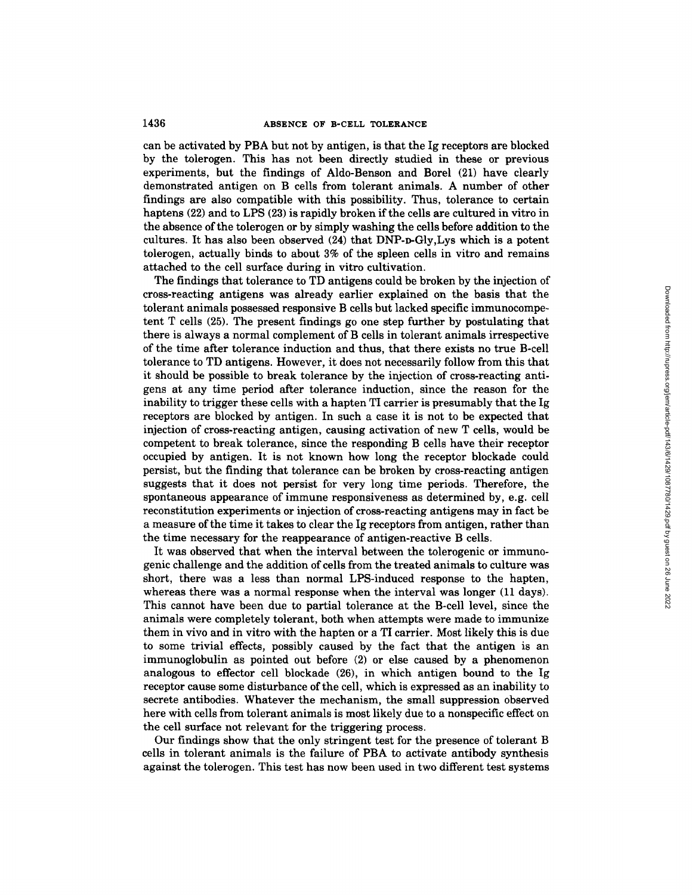can be activated by PBA but not by antigen, is that the Ig receptors are blocked by the tolerogen. This has not been directly studied in these or previous experiments, but the findings of Aldo-Benson and Borel (21) have clearly demonstrated antigen on B cells from tolerant animals. A number of other findings are also compatible with this possibility. Thus, tolerance to certain haptens (22) and to LPS (23) is rapidly broken if the cells are cultured in vitro in the absence of the tolerogen or by simply washing the cells before addition to the cultures. It has also been observed (24) that DNP-D-Gly,Lys which is a potent tolerogen, actually binds to about 3% of the spleen cells in vitro and remains attached to the cell surface during in vitro cultivation.

The findings that tolerance to TD antigens could be broken by the injection of cross-reacting antigens was already earlier explained on the basis that the tolerant animals possessed responsive B cells but lacked specific immunocompetent T cells (25). The present findings go one step further by postulating that there is always a normal complement of B cells in tolerant animals irrespective of the time after tolerance induction and thus, that there exists no true B-cell tolerance to TD antigens. However, it does not necessarily follow from this that it should be possible to break tolerance by the injection of cross-reacting antigens at any time period after tolerance induction, since the reason for the inability to trigger these cells with a hapten TI carrier is presumably that the Ig receptors are blocked by antigen. In such a case it is not to be expected that injection of cross-reacting antigen, causing activation of new T cells, would be competent to break tolerance, since the responding B cells have their receptor occupied by antigen. It is not known how long the receptor blockade could persist, but the finding that tolerance can be broken by cross-reacting antigen suggests that it does not persist for very long time periods. Therefore, the spontaneous appearance of immune responsiveness as determined by, e.g. cell reconstitution experiments or injection of cross-reacting antigens may in fact be a measure of the time it takes to clear the Ig receptors from antigen, rather than the time necessary for the reappearance of antigen-reactive B cells.

It was observed that when the interval between the tolerogenic or immunogenic challenge and the addition of cells from the treated animals to culture was short, there was a less than normal LPS-induced response to the hapten, whereas there was a normal response when the interval was longer (11 days). This cannot have been due to partial tolerance at the B-cell level, since the animals were completely tolerant, both when attempts were made to immunize them in vivo and in vitro with the hapten or a TI carrier. Most likely this is due to some trivial effects, possibly caused by the fact that the antigen is an immunoglobulin as pointed out before (2) or else caused by a phenomenon analogous to effector cell blockade (26), in which antigen bound to the Ig receptor cause some disturbance of the cell, which is expressed as an inability to secrete antibodies. Whatever the mechanism, the small suppression observed here with cells from tolerant animals is most likely due to a nonspecific effect on the cell surface not relevant for the triggering process.

Our findings show that the only stringent test for the presence of tolerant B cells in tolerant animals is the failure of PBA to activate antibody synthesis against the tolerogen. This test has now been used in two different test systems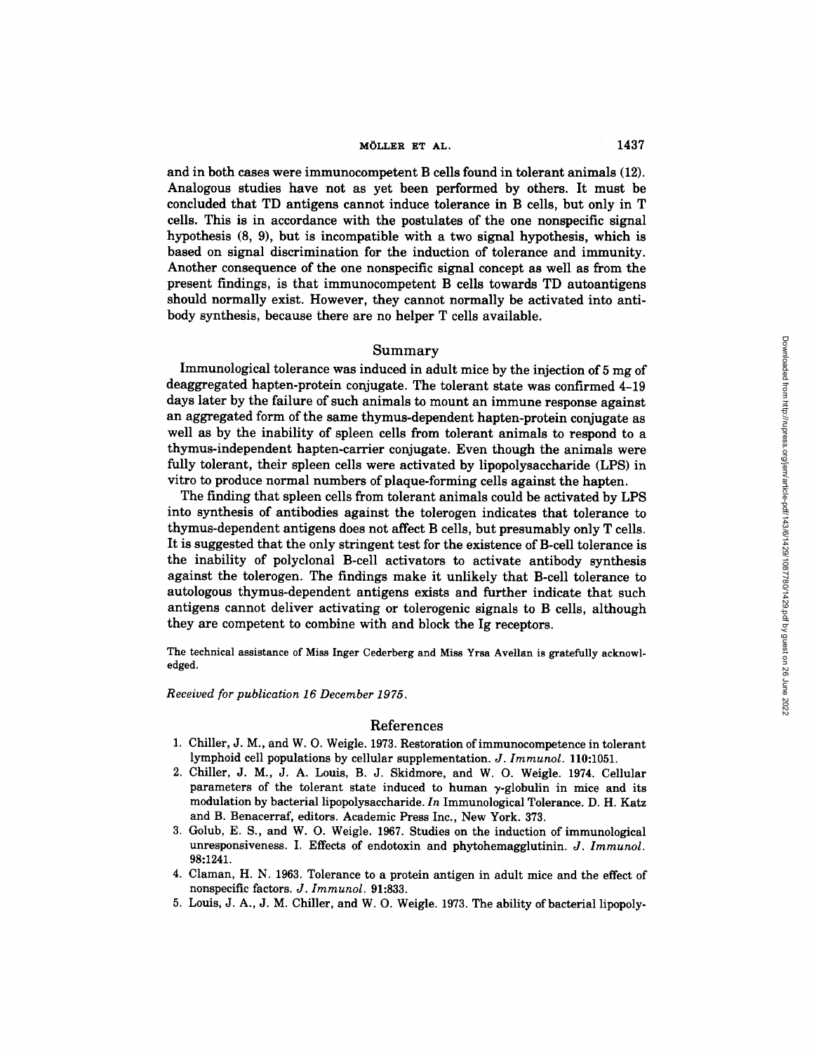and in both cases were immunocompetent B cells found in tolerant animals (12). Analogous studies have not as yet been performed by others. It must be concluded that TD antigens cannot induce tolerance in B cells, but only in T cells. This is in accordance with the postulates of the one nonspecific signal hypothesis (8, 9), but is incompatible with a two signal hypothesis, which is based on signal discrimination for the induction of tolerance and immunity. Another consequence of the one nonspecific signal concept as well as from the present findings, is that immunocompetent B cells towards TD autoantigens should normally exist. However, they cannot normally be activated into antibody synthesis, because there are no helper T cells available.

## Summary

Immunological tolerance was induced in adult mice by the injection of 5 mg of deaggregated hapten-protein conjugate. The tolerant state was confirmed 4–19 days later by the failure of such animals to mount an immune response against an aggregated form of the same thymus-dependent hapten-protein conjugate as well as by the inability of spleen cells from tolerant animals to respond to a thymus-independent hapten-carrier conjugate. Even though the animals were fully tolerant, their spleen cells were activated by lipopolysaccharide (LPS) in vitro to produce normal numbers of plaque-forming cells against the hapten.

The finding that spleen cells from tolerant animals could be activated by LPS into synthesis of antibodies against the tolerogen indicates that tolerance to thymus-dependent antigens does not affect B cells, but presumably only T cells. It is suggested that the only stringent test for the existence of B-cell tolerance is the inability of polyclonal B-cell activators to activate antibody synthesis against the tolerogen. The findings make it unlikely that B-cell tolerance to autologous thymus-dependent antigens exists and further indicate that such antigens cannot deliver activating or tolerogenic signals to B cells, although they are competent to combine with and block the Ig receptors.

The technical assistance of Miss Inger Cederberg and Miss Yrsa Avellan is gratefully acknowledged.

*Received for publication 16 December 1975.*

## References

1. Chiller, J. M., and W. O. Weigle. 1973. Restoration of immunocompetence in tolerant lymphoid cell populations by cellular supplementation. *J. Immunol.* **110**:1051.
2. Chiller, J. M., J. A. Louis, B. J. Skidmore, and W. O. Weigle. 1974. Cellular parameters of the tolerant state induced to human $\gamma$-globulin in mice and its modulation by bacterial lipopolysaccharide. *In* Immunological Tolerance. D. H. Katz and B. Benacerraf, editors. Academic Press Inc., New York. 373.
3. Golub, E. S., and W. O. Weigle. 1967. Studies on the induction of immunological unresponsiveness. I. Effects of endotoxin and phytohemagglutinin. *J. Immunol.* **98**:1241.
4. Claman, H. N. 1963. Tolerance to a protein antigen in adult mice and the effect of nonspecific factors. *J. Immunol.* **91**:833.
5. Louis, J. A., J. M. Chiller, and W. O. Weigle. 1973. The ability of bacterial lipopoly-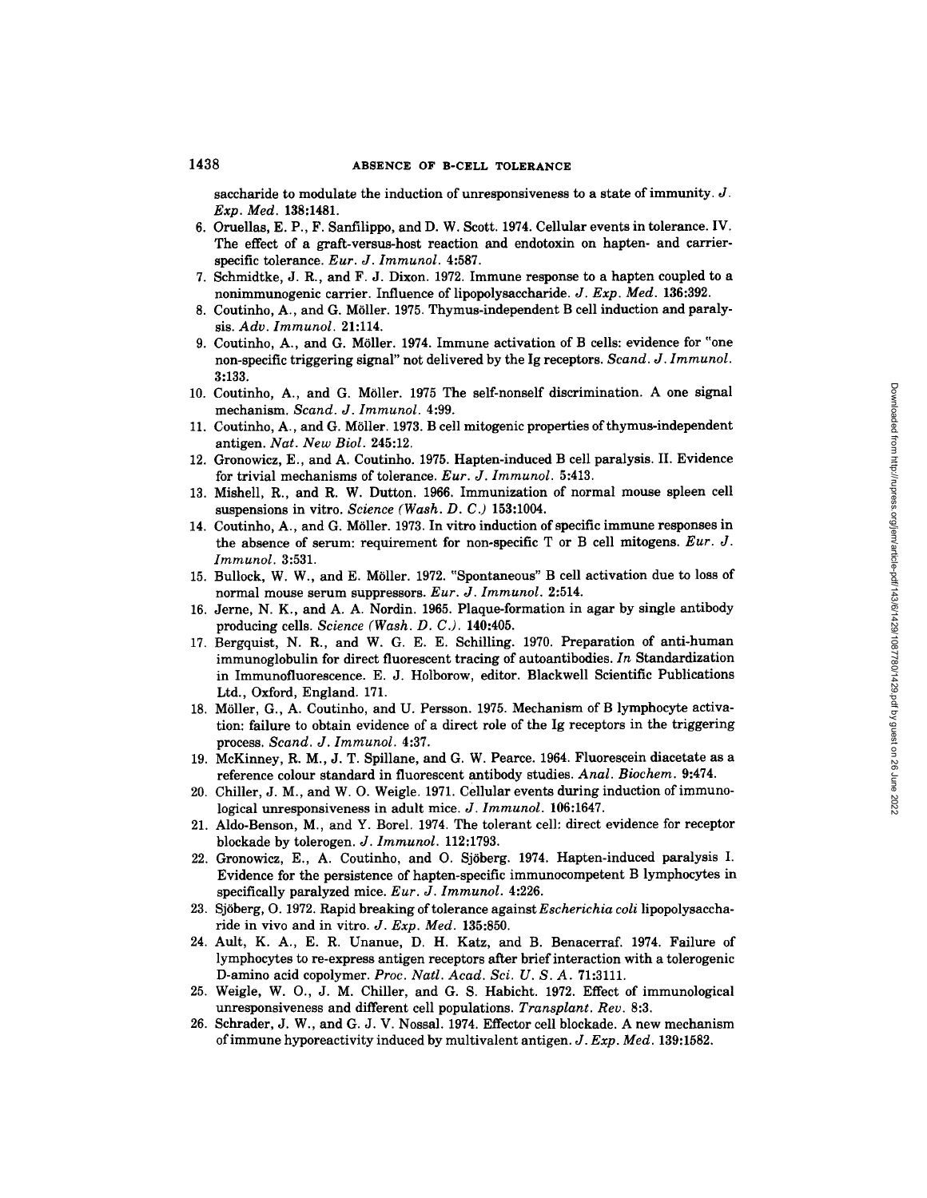saccharide to modulate the induction of unresponsiveness to a state of immunity. *J. Exp. Med.* **138:**1481.

6. Oruellas, E. P., F. Sanfilippo, and D. W. Scott. 1974. Cellular events in tolerance. IV. The effect of a graft-versus-host reaction and endotoxin on hapten- and carrier-specific tolerance. *Eur. J. Immunol.* **4:**587.
7. Schmidtke, J. R., and F. J. Dixon. 1972. Immune response to a hapten coupled to a nonimmunogenic carrier. Influence of lipopolysaccharide. *J. Exp. Med.* **136:**392.
8. Coutinho, A., and G. Möller. 1975. Thymus-independent B cell induction and paralysis. *Adv. Immunol.* **21:**114.
9. Coutinho, A., and G. Möller. 1974. Immune activation of B cells: evidence for "one non-specific triggering signal" not delivered by the Ig receptors. *Scand. J. Immunol.* **3:**133.
10. Coutinho, A., and G. Möller. 1975 The self-nonself discrimination. A one signal mechanism. *Scand. J. Immunol.* **4:**99.
11. Coutinho, A., and G. Möller. 1973. B cell mitogenic properties of thymus-independent antigen. *Nat. New Biol.* **245:**12.
12. Gronowicz, E., and A. Coutinho. 1975. Hapten-induced B cell paralysis. II. Evidence for trivial mechanisms of tolerance. *Eur. J. Immunol.* **5:**413.
13. Mishell, R., and R. W. Dutton. 1966. Immunization of normal mouse spleen cell suspensions in vitro. *Science (Wash. D. C.)* **153:**1004.
14. Coutinho, A., and G. Möller. 1973. In vitro induction of specific immune responses in the absence of serum: requirement for non-specific T or B cell mitogens. *Eur. J. Immunol.* **3:**531.
15. Bullock, W. W., and E. Möller. 1972. "Spontaneous" B cell activation due to loss of normal mouse serum suppressors. *Eur. J. Immunol.* **2:**514.
16. Jerne, N. K., and A. A. Nordin. 1965. Plaque-formation in agar by single antibody producing cells. *Science (Wash. D. C.).* **140:**405.
17. Bergquist, N. R., and W. G. E. E. Schilling. 1970. Preparation of anti-human immunoglobulin for direct fluorescent tracing of autoantibodies. *In* Standardization in Immunofluorescence. E. J. Holborow, editor. Blackwell Scientific Publications Ltd., Oxford, England. 171.
18. Möller, G., A. Coutinho, and U. Persson. 1975. Mechanism of B lymphocyte activation: failure to obtain evidence of a direct role of the Ig receptors in the triggering process. *Scand. J. Immunol.* **4:**37.
19. McKinney, R. M., J. T. Spillane, and G. W. Pearce. 1964. Fluorescein diacetate as a reference colour standard in fluorescent antibody studies. *Anal. Biochem.* **9:**474.
20. Chiller, J. M., and W. O. Weigle. 1971. Cellular events during induction of immunological unresponsiveness in adult mice. *J. Immunol.* **106:**1647.
21. Aldo-Benson, M., and Y. Borel. 1974. The tolerant cell: direct evidence for receptor blockade by tolerogen. *J. Immunol.* **112:**1793.
22. Gronowicz, E., A. Coutinho, and O. Sjöberg. 1974. Hapten-induced paralysis I. Evidence for the persistence of hapten-specific immunocompetent B lymphocytes in specifically paralyzed mice. *Eur. J. Immunol.* **4:**226.
23. Sjöberg, O. 1972. Rapid breaking of tolerance against *Escherichia coli* lipopolysaccharide in vivo and in vitro. *J. Exp. Med.* **135:**850.
24. Ault, K. A., E. R. Unanue, D. H. Katz, and B. Benacerraf. 1974. Failure of lymphocytes to re-express antigen receptors after brief interaction with a tolerogenic D-amino acid copolymer. *Proc. Natl. Acad. Sci. U. S. A.* **71:**3111.
25. Weigle, W. O., J. M. Chiller, and G. S. Habicht. 1972. Effect of immunological unresponsiveness and different cell populations. *Transplant. Rev.* **8:**3.
26. Schrader, J. W., and G. J. V. Nossal. 1974. Effector cell blockade. A new mechanism of immune hyporeactivity induced by multivalent antigen. *J. Exp. Med.* **139:**1582.